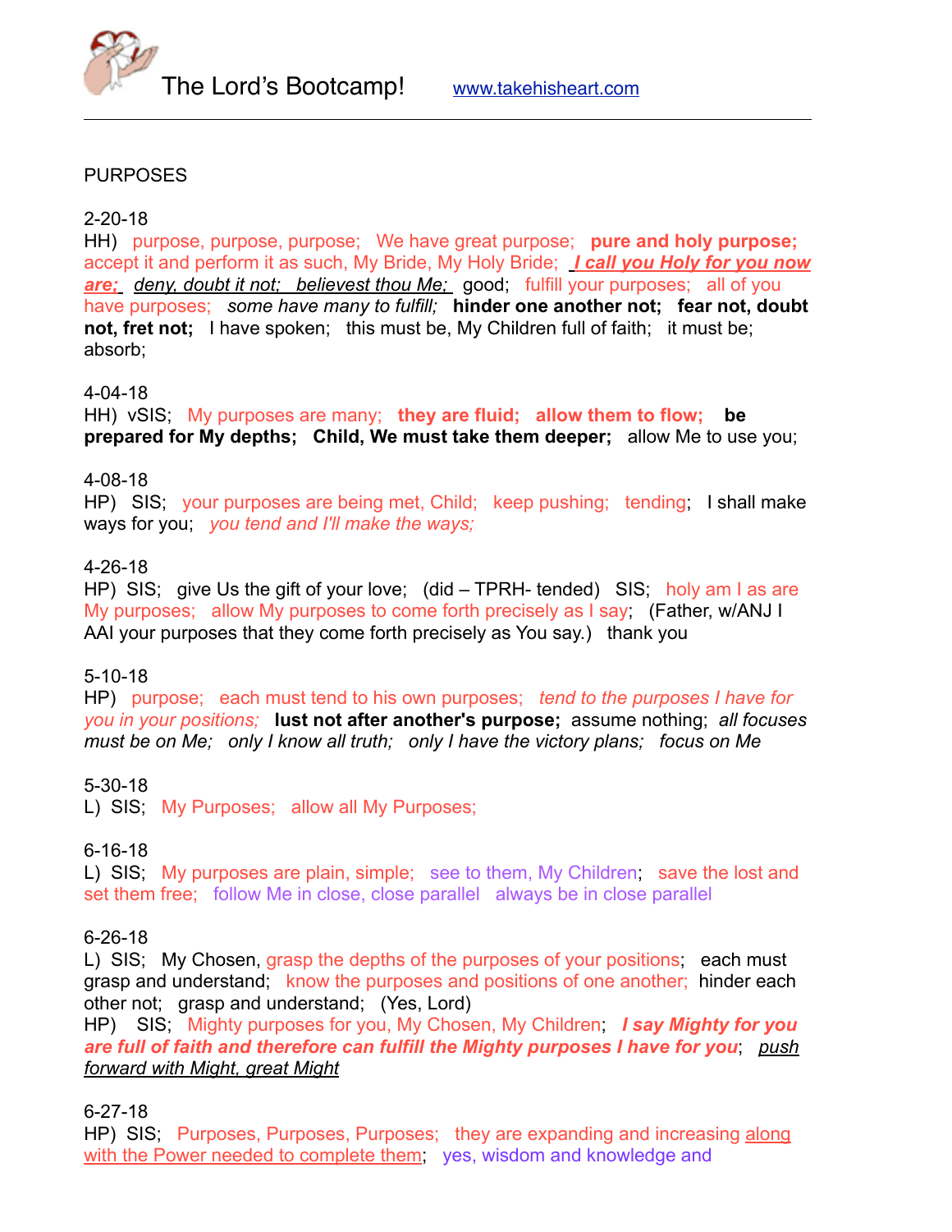The Lord's Bootcamp! www.takehisheart.com

PURPOSES

2-20-18
HH) purpose, purpose, purpose; We have great purpose; **pure and holy purpose;** accept it and perform it as such, My Bride, My Holy Bride; ***I call you Holy for you now are;*** *deny, doubt it not; believest thou Me;* good; fulfill your purposes; all of you have purposes; *some have many to fulfill;* **hinder one another not; fear not, doubt not, fret not;** I have spoken; this must be, My Children full of faith; it must be; absorb;

4-04-18
HH) vSIS; My purposes are many; **they are fluid; allow them to flow; be prepared for My depths; Child, We must take them deeper;** allow Me to use you;

4-08-18
HP) SIS; your purposes are being met, Child; keep pushing; tending; I shall make ways for you; *you tend and I'll make the ways;*

4-26-18
HP) SIS; give Us the gift of your love; (did – TPRH- tended) SIS; holy am I as are My purposes; allow My purposes to come forth precisely as I say; (Father, w/ANJ I AAI your purposes that they come forth precisely as You say.) thank you

5-10-18
HP) purpose; each must tend to his own purposes; *tend to the purposes I have for you in your positions;* **lust not after another's purpose;** assume nothing; *all focuses must be on Me; only I know all truth; only I have the victory plans; focus on Me*

5-30-18
L) SIS; My Purposes; allow all My Purposes;

6-16-18
L) SIS; My purposes are plain, simple; see to them, My Children; save the lost and set them free; follow Me in close, close parallel always be in close parallel

6-26-18
L) SIS; My Chosen, grasp the depths of the purposes of your positions; each must grasp and understand; know the purposes and positions of one another; hinder each other not; grasp and understand; (Yes, Lord)
HP) SIS; Mighty purposes for you, My Chosen, My Children; ***I say Mighty for you are full of faith and therefore can fulfill the Mighty purposes I have for you***; *push forward with Might, great Might*

6-27-18
HP) SIS; Purposes, Purposes, Purposes; they are expanding and increasing along with the Power needed to complete them; yes, wisdom and knowledge and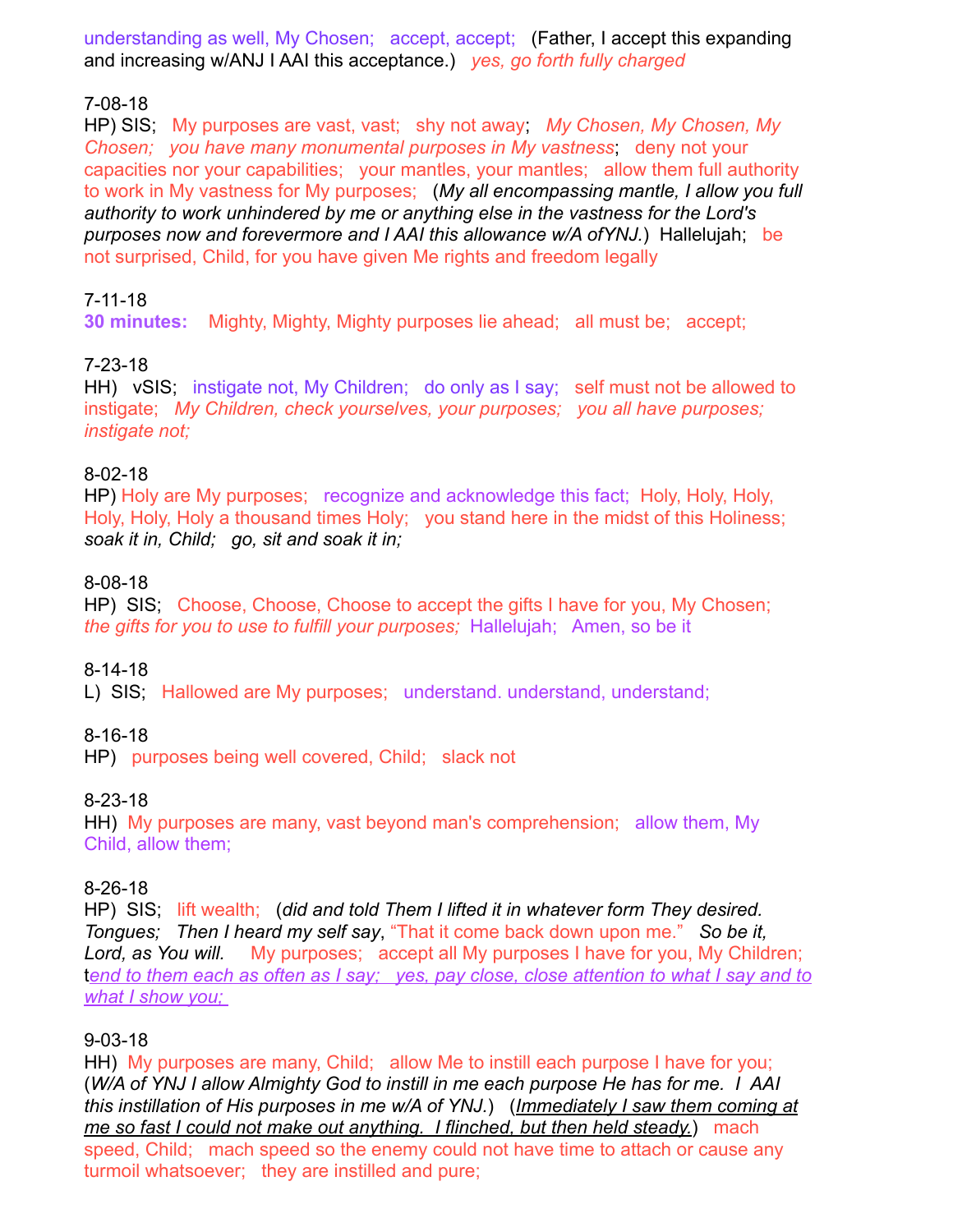understanding as well, My Chosen;   accept, accept;   (Father, I accept this expanding and increasing w/ANJ I AAI this acceptance.)   *yes, go forth fully charged*

7-08-18
HP) SIS;   My purposes are vast, vast;   shy not away;   *My Chosen, My Chosen, My Chosen;   you have many monumental purposes in My vastness*;   deny not your capacities nor your capabilities;   your mantles, your mantles;   allow them full authority to work in My vastness for My purposes;   (*My all encompassing mantle, I allow you full authority to work unhindered by me or anything else in the vastness for the Lord's purposes now and forevermore and I AAI this allowance w/A ofYNJ.*)  Hallelujah;   be not surprised, Child, for you have given Me rights and freedom legally

7-11-18
**30 minutes:**   Mighty, Mighty, Mighty purposes lie ahead;   all must be;   accept;

7-23-18
HH)   vSIS;   instigate not, My Children;   do only as I say;   self must not be allowed to instigate;   *My Children, check yourselves, your purposes;   you all have purposes; instigate not;*

8-02-18
HP) Holy are My purposes;   recognize and acknowledge this fact;  Holy, Holy, Holy, Holy, Holy, Holy a thousand times Holy;   you stand here in the midst of this Holiness; *soak it in, Child;   go, sit and soak it in;*

8-08-18
HP)  SIS;   Choose, Choose, Choose to accept the gifts I have for you, My Chosen; *the gifts for you to use to fulfill your purposes;*  Hallelujah;   Amen, so be it

8-14-18
L)  SIS;   Hallowed are My purposes;   understand. understand, understand;

8-16-18
HP)   purposes being well covered, Child;   slack not

8-23-18
HH)  My purposes are many, vast beyond man's comprehension;   allow them, My Child, allow them;

8-26-18
HP)  SIS;   lift wealth;   (*did and told Them I lifted it in whatever form They desired. Tongues;   Then I heard my self say*, "That it come back down upon me."   *So be it, Lord, as You will.*    My purposes;   accept all My purposes I have for you, My Children; t*end to them each as often as I say;   yes, pay close, close attention to what I say and to what I show you;*

9-03-18
HH)  My purposes are many, Child;   allow Me to instill each purpose I have for you; (*W/A of YNJ I allow Almighty God to instill in me each purpose He has for me.  I  AAI this instillation of His purposes in me w/A of YNJ.*)   (*Immediately I saw them coming at me so fast I could not make out anything.  I flinched, but then held steady.*)   mach speed, Child;   mach speed so the enemy could not have time to attach or cause any turmoil whatsoever;   they are instilled and pure;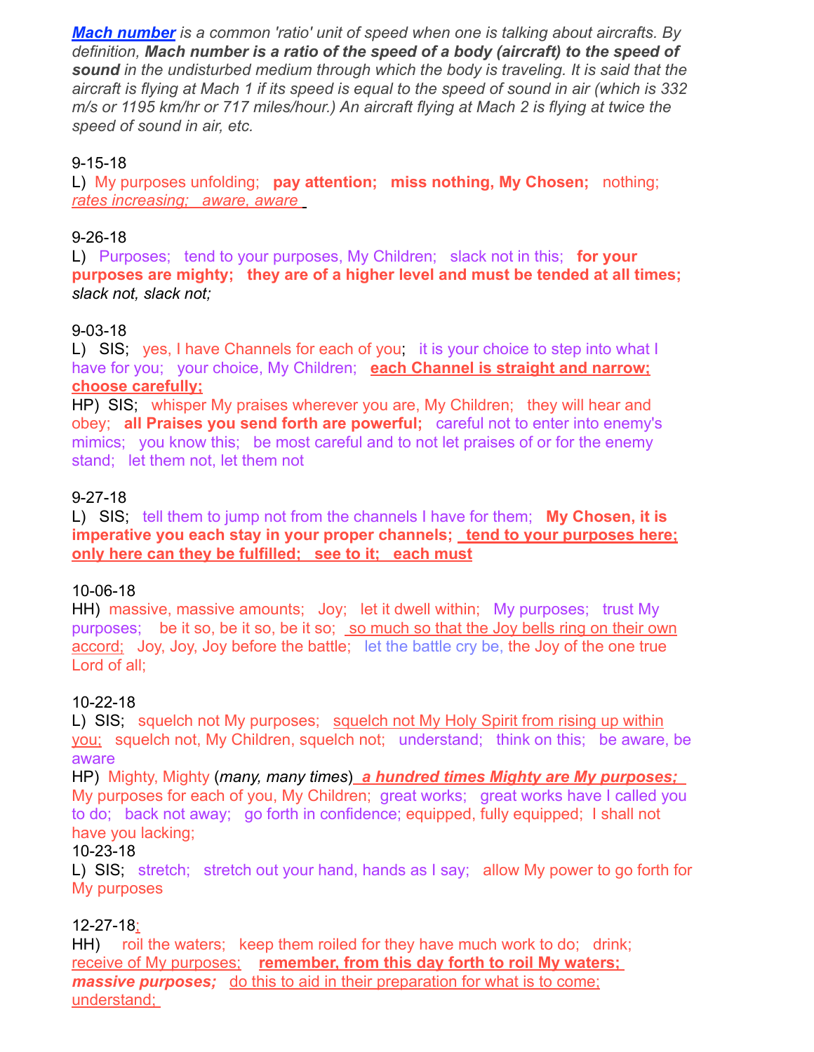***[Mach number](#)*** *is a common 'ratio' unit of speed when one is talking about aircrafts. By definition,* ***Mach number is a ratio of the speed of a body (aircraft) to the speed of sound*** *in the undisturbed medium through which the body is traveling. It is said that the aircraft is flying at Mach 1 if its speed is equal to the speed of sound in air (which is 332 m/s or 1195 km/hr or 717 miles/hour.) An aircraft flying at Mach 2 is flying at twice the speed of sound in air, etc.*

9-15-18
L) My purposes unfolding; **pay attention; miss nothing, My Chosen;** nothing; *rates increasing; aware, aware*

9-26-18
L) Purposes; tend to your purposes, My Children; slack not in this; **for your purposes are mighty; they are of a higher level and must be tended at all times;** *slack not, slack not;*

9-03-18
L) SIS; yes, I have Channels for each of you; it is your choice to step into what I have for you; your choice, My Children; **each Channel is straight and narrow; choose carefully;**
HP) SIS; whisper My praises wherever you are, My Children; they will hear and obey; **all Praises you send forth are powerful;** careful not to enter into enemy's mimics; you know this; be most careful and to not let praises of or for the enemy stand; let them not, let them not

9-27-18
L) SIS; tell them to jump not from the channels I have for them; **My Chosen, it is imperative you each stay in your proper channels; tend to your purposes here; only here can they be fulfilled; see to it; each must**

10-06-18
HH) massive, massive amounts; Joy; let it dwell within; My purposes; trust My purposes; be it so, be it so, be it so; so much so that the Joy bells ring on their own accord; Joy, Joy, Joy before the battle; let the battle cry be, the Joy of the one true Lord of all;

10-22-18
L) SIS; squelch not My purposes; squelch not My Holy Spirit from rising up within you; squelch not, My Children, squelch not; understand; think on this; be aware, be aware
HP) Mighty, Mighty (*many, many times*) ***a hundred times Mighty are My purposes;*** My purposes for each of you, My Children; great works; great works have I called you to do; back not away; go forth in confidence; equipped, fully equipped; I shall not have you lacking;
10-23-18
L) SIS; stretch; stretch out your hand, hands as I say; allow My power to go forth for My purposes

12-27-18;
HH) roil the waters; keep them roiled for they have much work to do; drink; receive of My purposes; **remember, from this day forth to roil My waters;** ***massive purposes;*** do this to aid in their preparation for what is to come; understand;